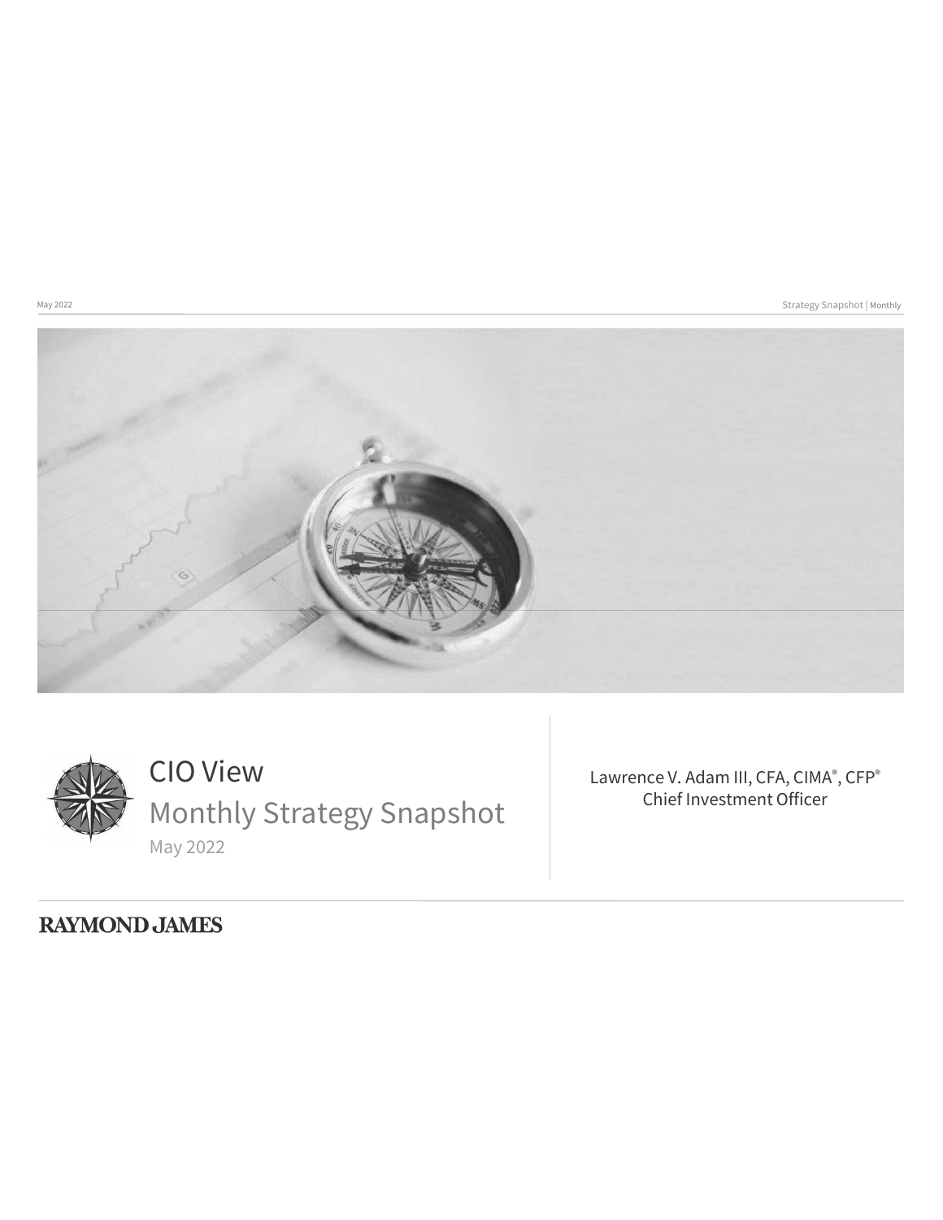# CIO View

## Monthly Strategy Snapshot

May 2022

Lawrence V. Adam III, CFA, CIMA®, CFP®
Chief Investment Officer

RAYMOND JAMES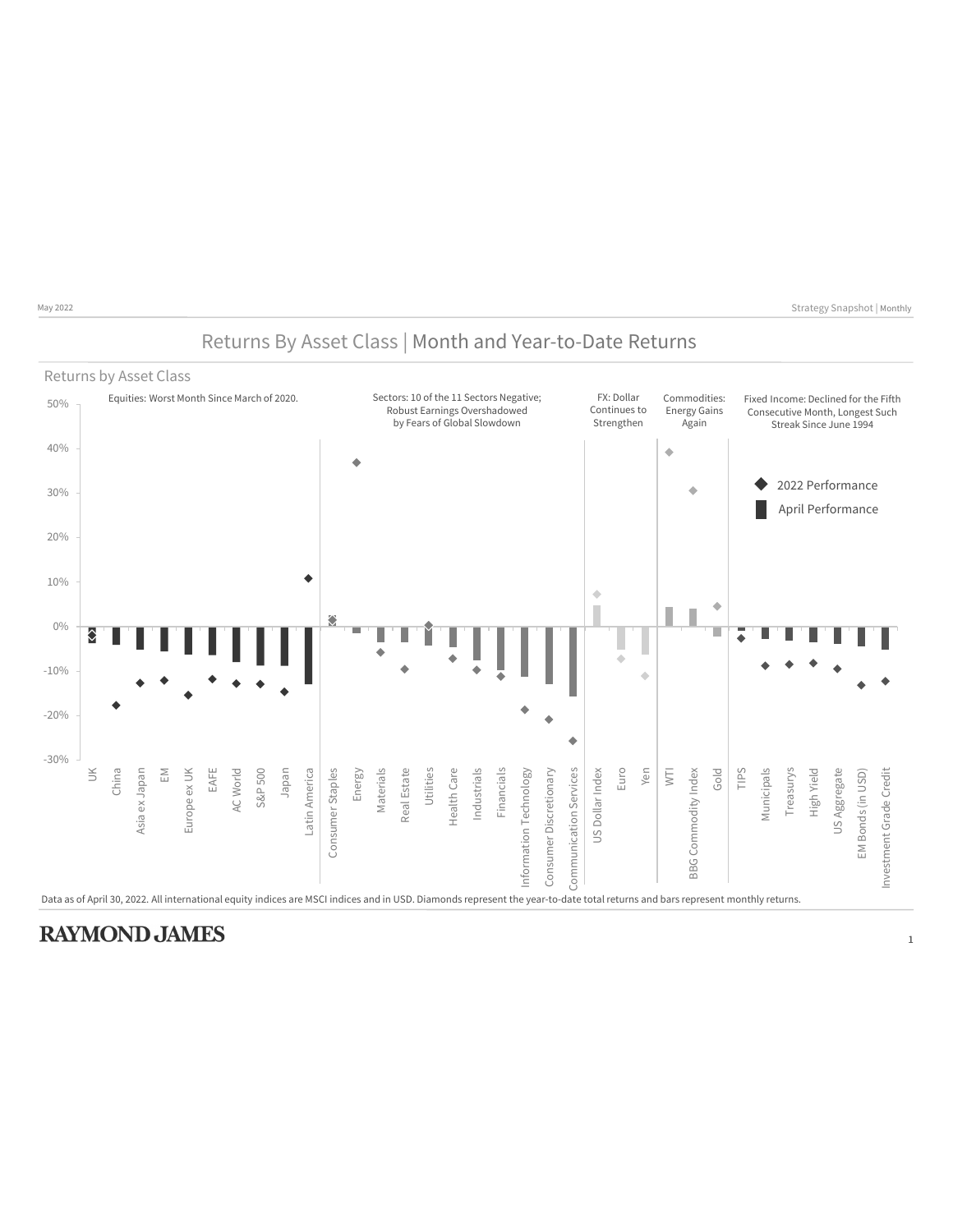# Returns By Asset Class | Month and Year-to-Date Returns

## Returns by Asset Class

Equities: Worst Month Since March of 2020.

Sectors: 10 of the 11 Sectors Negative; Robust Earnings Overshadowed by Fears of Global Slowdown

FX: Dollar Continues to Strengthen

Commodities: Energy Gains Again

Fixed Income: Declined for the Fifth Consecutive Month, Longest Such Streak Since June 1994

◆ 2022 Performance

▮ April Performance

50%, 40%, 30%, 20%, 10%, 0%, -10%, -20%, -30%

UK, China, Asia ex Japan, EM, Europe ex UK, EAFE, AC World, S&P 500, Japan, Latin America, Consumer Staples, Energy, Materials, Real Estate, Utilities, Health Care, Industrials, Financials, Information Technology, Consumer Discretionary, Communication Services, US Dollar Index, Euro, Yen, WTI, BBG Commodity Index, Gold, TIPS, Municipals, Treasurys, High Yield, US Aggregate, EM Bonds (in USD), Investment Grade Credit

Data as of April 30, 2022. All international equity indices are MSCI indices and in USD. Diamonds represent the year-to-date total returns and bars represent monthly returns.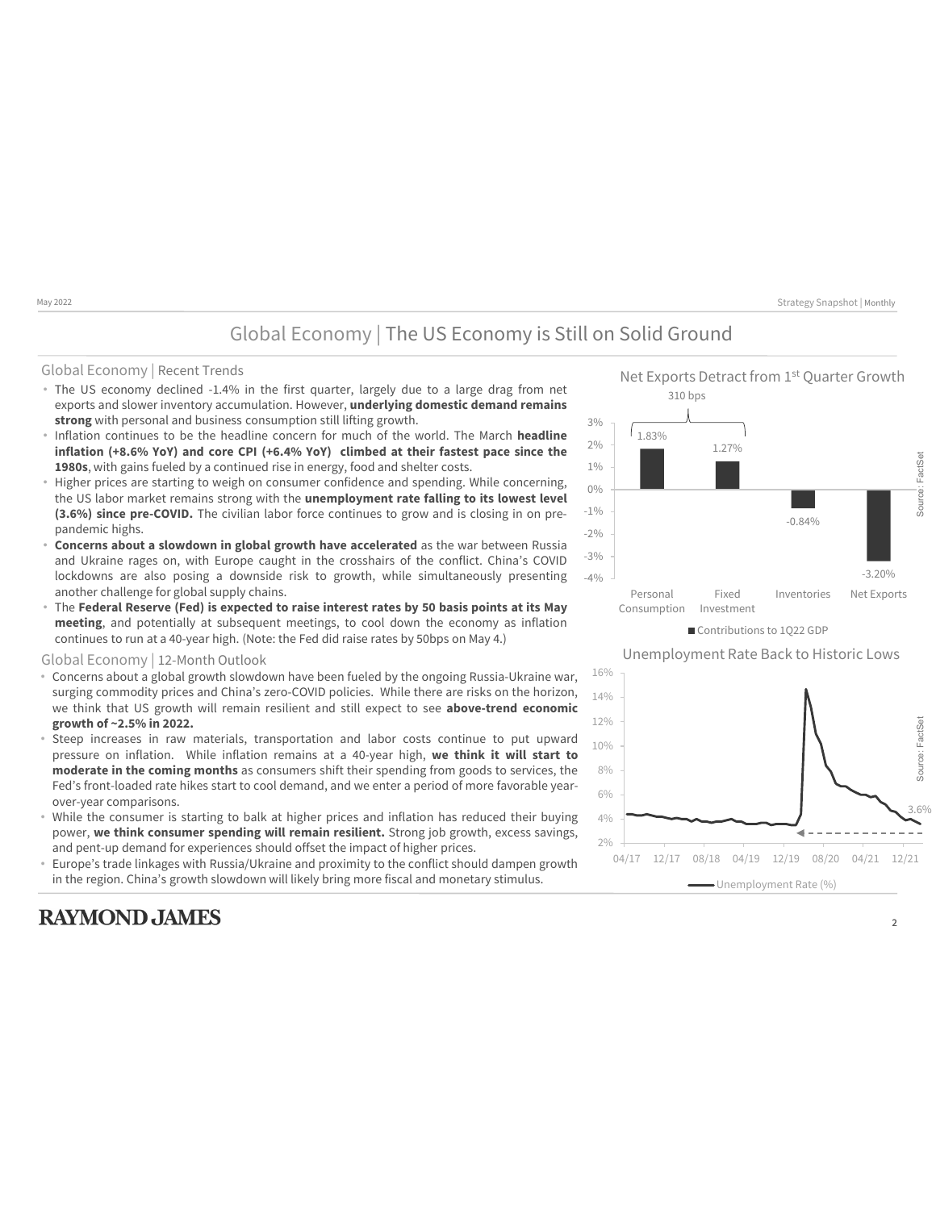# Global Economy | The US Economy is Still on Solid Ground

## Global Economy | Recent Trends

- The US economy declined -1.4% in the first quarter, largely due to a large drag from net exports and slower inventory accumulation. However, **underlying domestic demand remains strong** with personal and business consumption still lifting growth.
- Inflation continues to be the headline concern for much of the world. The March **headline inflation (+8.6% YoY) and core CPI (+6.4% YoY) climbed at their fastest pace since the 1980s**, with gains fueled by a continued rise in energy, food and shelter costs.
- Higher prices are starting to weigh on consumer confidence and spending. While concerning, the US labor market remains strong with the **unemployment rate falling to its lowest level (3.6%) since pre-COVID.** The civilian labor force continues to grow and is closing in on pre-pandemic highs.
- **Concerns about a slowdown in global growth have accelerated** as the war between Russia and Ukraine rages on, with Europe caught in the crosshairs of the conflict. China's COVID lockdowns are also posing a downside risk to growth, while simultaneously presenting another challenge for global supply chains.
- The **Federal Reserve (Fed) is expected to raise interest rates by 50 basis points at its May meeting**, and potentially at subsequent meetings, to cool down the economy as inflation continues to run at a 40-year high. (Note: the Fed did raise rates by 50bps on May 4.)

## Global Economy | 12-Month Outlook

- Concerns about a global growth slowdown have been fueled by the ongoing Russia-Ukraine war, surging commodity prices and China's zero-COVID policies. While there are risks on the horizon, we think that US growth will remain resilient and still expect to see **above-trend economic growth of ~2.5% in 2022.**
- Steep increases in raw materials, transportation and labor costs continue to put upward pressure on inflation. While inflation remains at a 40-year high, **we think it will start to moderate in the coming months** as consumers shift their spending from goods to services, the Fed's front-loaded rate hikes start to cool demand, and we enter a period of more favorable year-over-year comparisons.
- While the consumer is starting to balk at higher prices and inflation has reduced their buying power, **we think consumer spending will remain resilient.** Strong job growth, excess savings, and pent-up demand for experiences should offset the impact of higher prices.
- Europe's trade linkages with Russia/Ukraine and proximity to the conflict should dampen growth in the region. China's growth slowdown will likely bring more fiscal and monetary stimulus.

### Net Exports Detract from 1st Quarter Growth

| | Contributions to 1Q22 GDP |
|---|---|
| Personal Consumption | 1.83% |
| Fixed Investment | 1.27% |
| Inventories | -0.84% |
| Net Exports | -3.20% |

310 bps (Personal Consumption + Fixed Investment)

Source: FactSet

### Unemployment Rate Back to Historic Lows

Unemployment Rate (%) — latest: 3.6% (04/17 to 12/21)

Source: FactSet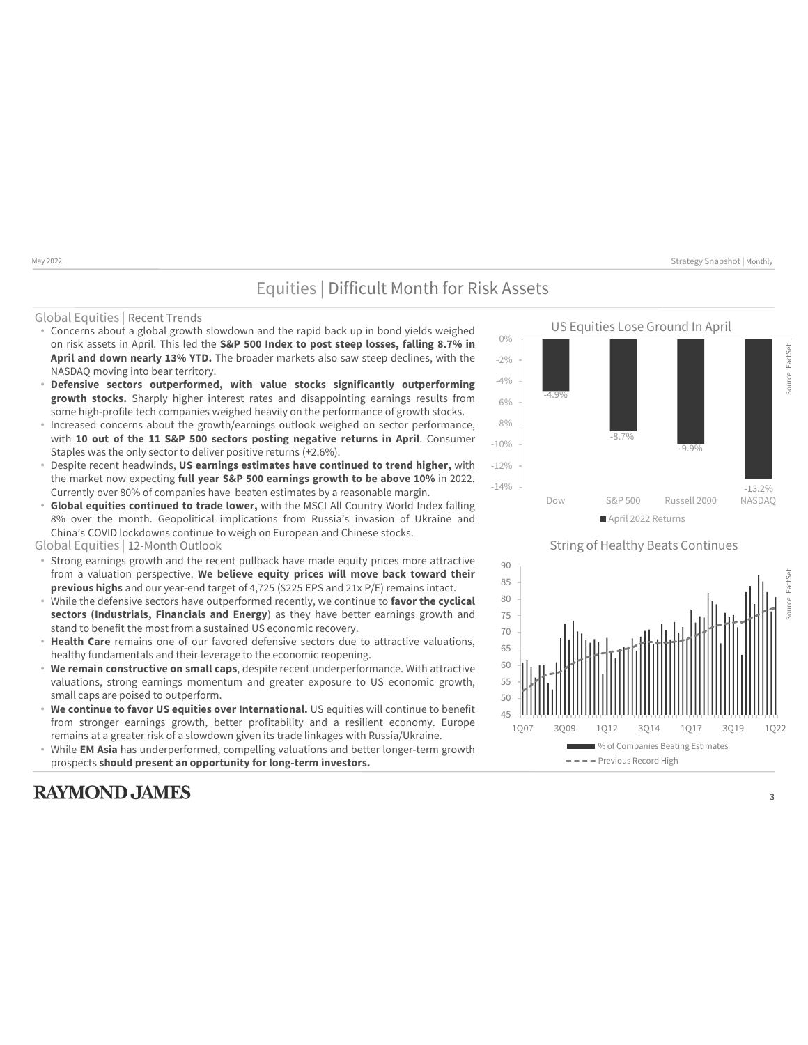# Equities | Difficult Month for Risk Assets

## Global Equities | Recent Trends

- Concerns about a global growth slowdown and the rapid back up in bond yields weighed on risk assets in April. This led the **S&P 500 Index to post steep losses, falling 8.7% in April and down nearly 13% YTD.** The broader markets also saw steep declines, with the NASDAQ moving into bear territory.
- **Defensive sectors outperformed, with value stocks significantly outperforming growth stocks.** Sharply higher interest rates and disappointing earnings results from some high-profile tech companies weighed heavily on the performance of growth stocks.
- Increased concerns about the growth/earnings outlook weighed on sector performance, with **10 out of the 11 S&P 500 sectors posting negative returns in April**. Consumer Staples was the only sector to deliver positive returns (+2.6%).
- Despite recent headwinds, **US earnings estimates have continued to trend higher,** with the market now expecting **full year S&P 500 earnings growth to be above 10%** in 2022. Currently over 80% of companies have beaten estimates by a reasonable margin.
- **Global equities continued to trade lower,** with the MSCI All Country World Index falling 8% over the month. Geopolitical implications from Russia's invasion of Ukraine and China's COVID lockdowns continue to weigh on European and Chinese stocks.

## Global Equities | 12-Month Outlook

- Strong earnings growth and the recent pullback have made equity prices more attractive from a valuation perspective. **We believe equity prices will move back toward their previous highs** and our year-end target of 4,725 ($225 EPS and 21x P/E) remains intact.
- While the defensive sectors have outperformed recently, we continue to **favor the cyclical sectors (Industrials, Financials and Energy**) as they have better earnings growth and stand to benefit the most from a sustained US economic recovery.
- **Health Care** remains one of our favored defensive sectors due to attractive valuations, healthy fundamentals and their leverage to the economic reopening.
- **We remain constructive on small caps**, despite recent underperformance. With attractive valuations, strong earnings momentum and greater exposure to US economic growth, small caps are poised to outperform.
- **We continue to favor US equities over International.** US equities will continue to benefit from stronger earnings growth, better profitability and a resilient economy. Europe remains at a greater risk of a slowdown given its trade linkages with Russia/Ukraine.
- While **EM Asia** has underperformed, compelling valuations and better longer-term growth prospects **should present an opportunity for long-term investors.**

### US Equities Lose Ground In April

| | Dow | S&P 500 | Russell 2000 | NASDAQ |
|---|---|---|---|---|
| April 2022 Returns | -4.9% | -8.7% | -9.9% | -13.2% |

Source: FactSet

### String of Healthy Beats Continues

(% of Companies Beating Estimates; Previous Record High; 1Q07–1Q22)

Source: FactSet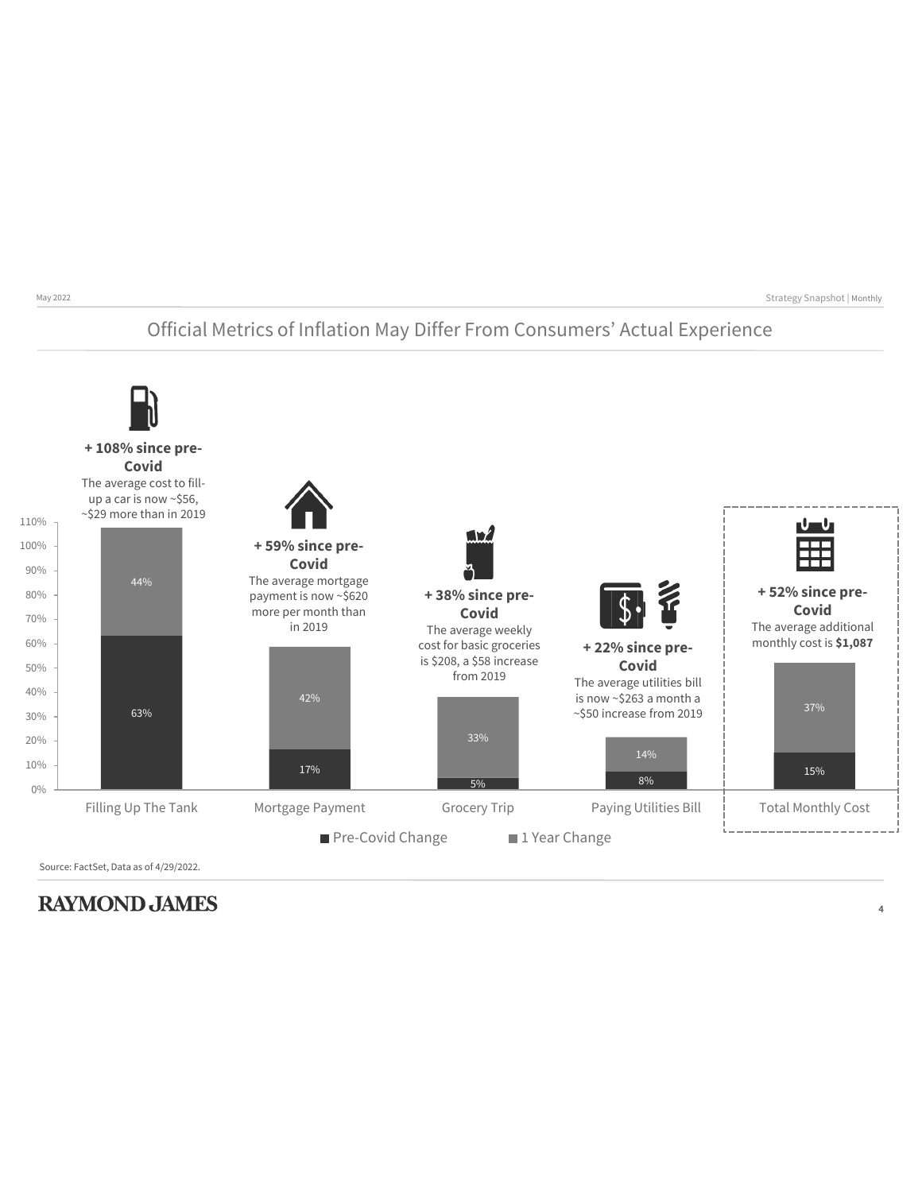# Official Metrics of Inflation May Differ From Consumers' Actual Experience

**+ 108% since pre-Covid**
The average cost to fill-up a car is now ~$56, ~$29 more than in 2019

**+ 59% since pre-Covid**
The average mortgage payment is now ~$620 more per month than in 2019

**+ 38% since pre-Covid**
The average weekly cost for basic groceries is $208, a $58 increase from 2019

**+ 22% since pre-Covid**
The average utilities bill is now ~$263 a month a ~$50 increase from 2019

**+ 52% since pre-Covid**
The average additional monthly cost is **$1,087**

| Category | Pre-Covid Change | 1 Year Change |
|---|---|---|
| Filling Up The Tank | 63% | 44% |
| Mortgage Payment | 17% | 42% |
| Grocery Trip | 5% | 33% |
| Paying Utilities Bill | 8% | 14% |
| Total Monthly Cost | 15% | 37% |

Source: FactSet, Data as of 4/29/2022.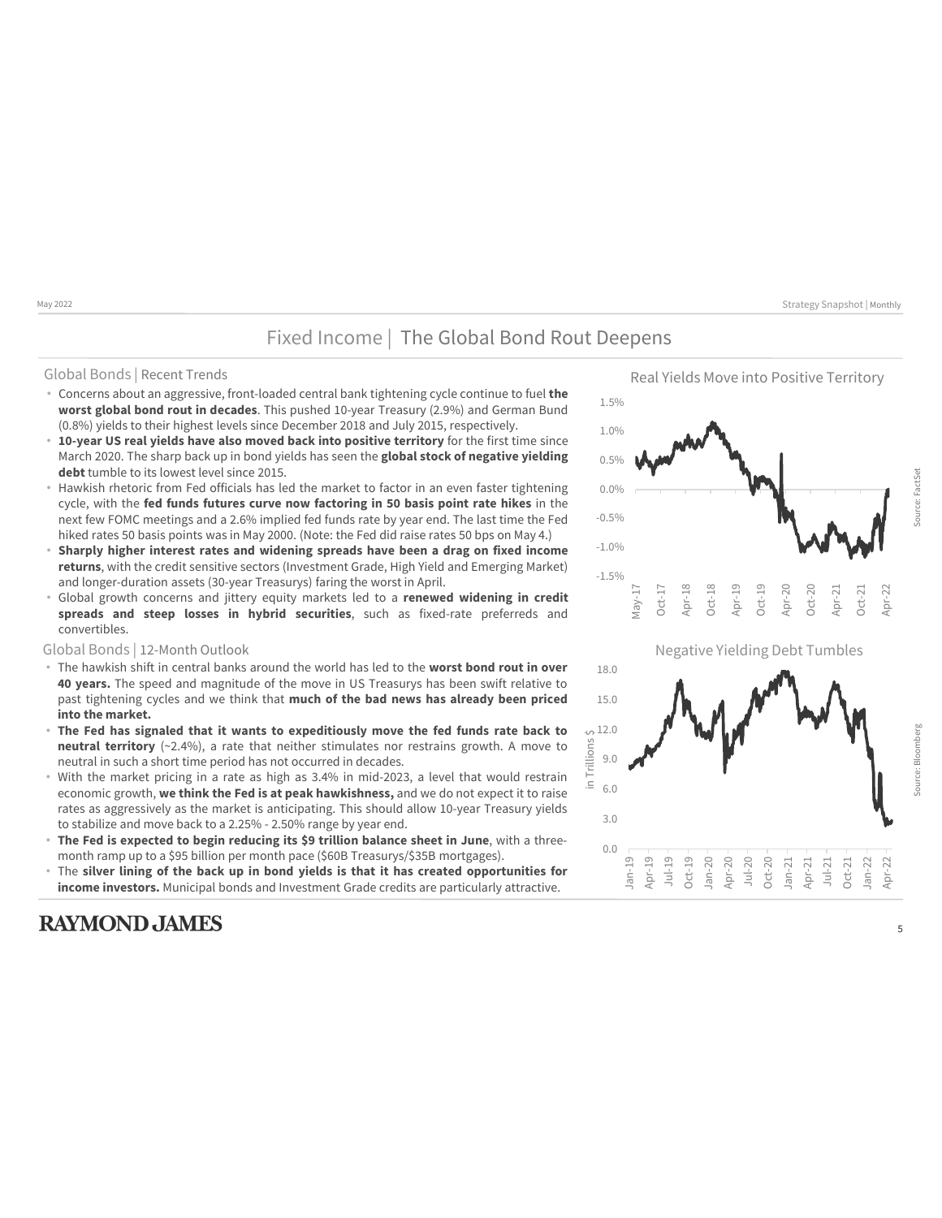# Fixed Income | The Global Bond Rout Deepens

## Global Bonds | Recent Trends

- Concerns about an aggressive, front-loaded central bank tightening cycle continue to fuel **the worst global bond rout in decades**. This pushed 10-year Treasury (2.9%) and German Bund (0.8%) yields to their highest levels since December 2018 and July 2015, respectively.
- **10-year US real yields have also moved back into positive territory** for the first time since March 2020. The sharp back up in bond yields has seen the **global stock of negative yielding debt** tumble to its lowest level since 2015.
- Hawkish rhetoric from Fed officials has led the market to factor in an even faster tightening cycle, with the **fed funds futures curve now factoring in 50 basis point rate hikes** in the next few FOMC meetings and a 2.6% implied fed funds rate by year end. The last time the Fed hiked rates 50 basis points was in May 2000. (Note: the Fed did raise rates 50 bps on May 4.)
- **Sharply higher interest rates and widening spreads have been a drag on fixed income returns**, with the credit sensitive sectors (Investment Grade, High Yield and Emerging Market) and longer-duration assets (30-year Treasurys) faring the worst in April.
- Global growth concerns and jittery equity markets led to a **renewed widening in credit spreads and steep losses in hybrid securities**, such as fixed-rate preferreds and convertibles.

## Global Bonds | 12-Month Outlook

- The hawkish shift in central banks around the world has led to the **worst bond rout in over 40 years.** The speed and magnitude of the move in US Treasurys has been swift relative to past tightening cycles and we think that **much of the bad news has already been priced into the market.**
- **The Fed has signaled that it wants to expeditiously move the fed funds rate back to neutral territory** (~2.4%), a rate that neither stimulates nor restrains growth. A move to neutral in such a short time period has not occurred in decades.
- With the market pricing in a rate as high as 3.4% in mid-2023, a level that would restrain economic growth, **we think the Fed is at peak hawkishness,** and we do not expect it to raise rates as aggressively as the market is anticipating. This should allow 10-year Treasury yields to stabilize and move back to a 2.25% - 2.50% range by year end.
- **The Fed is expected to begin reducing its $9 trillion balance sheet in June**, with a three-month ramp up to a $95 billion per month pace ($60B Treasurys/$35B mortgages).
- The **silver lining of the back up in bond yields is that it has created opportunities for income investors.** Municipal bonds and Investment Grade credits are particularly attractive.

### Real Yields Move into Positive Territory

Source: FactSet

### Negative Yielding Debt Tumbles

Source: Bloomberg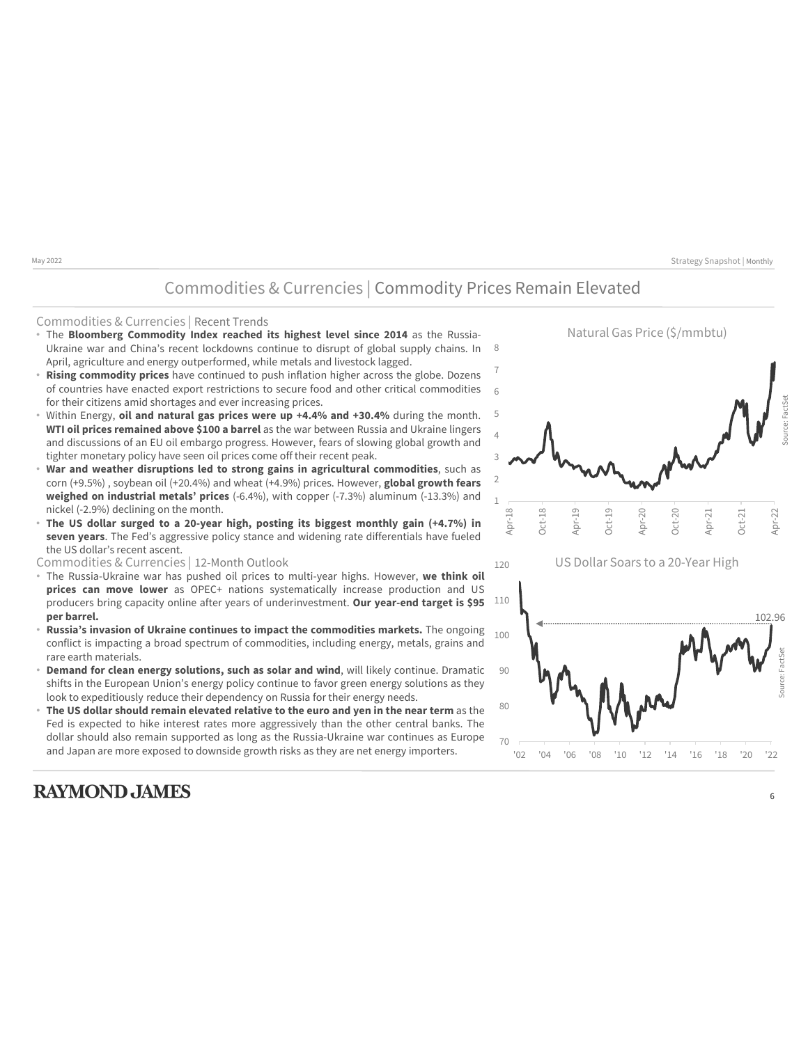# Commodities & Currencies | Commodity Prices Remain Elevated

## Commodities & Currencies | Recent Trends

- The **Bloomberg Commodity Index reached its highest level since 2014** as the Russia-Ukraine war and China's recent lockdowns continue to disrupt of global supply chains. In April, agriculture and energy outperformed, while metals and livestock lagged.
- **Rising commodity prices** have continued to push inflation higher across the globe. Dozens of countries have enacted export restrictions to secure food and other critical commodities for their citizens amid shortages and ever increasing prices.
- Within Energy, **oil and natural gas prices were up +4.4% and +30.4%** during the month. **WTI oil prices remained above $100 a barrel** as the war between Russia and Ukraine lingers and discussions of an EU oil embargo progress. However, fears of slowing global growth and tighter monetary policy have seen oil prices come off their recent peak.
- **War and weather disruptions led to strong gains in agricultural commodities**, such as corn (+9.5%) , soybean oil (+20.4%) and wheat (+4.9%) prices. However, **global growth fears weighed on industrial metals' prices** (-6.4%), with copper (-7.3%) aluminum (-13.3%) and nickel (-2.9%) declining on the month.
- **The US dollar surged to a 20-year high, posting its biggest monthly gain (+4.7%) in seven years**. The Fed's aggressive policy stance and widening rate differentials have fueled the US dollar's recent ascent.

## Commodities & Currencies | 12-Month Outlook

- The Russia-Ukraine war has pushed oil prices to multi-year highs. However, **we think oil prices can move lower** as OPEC+ nations systematically increase production and US producers bring capacity online after years of underinvestment. **Our year-end target is $95 per barrel.**
- **Russia's invasion of Ukraine continues to impact the commodities markets.** The ongoing conflict is impacting a broad spectrum of commodities, including energy, metals, grains and rare earth materials.
- **Demand for clean energy solutions, such as solar and wind**, will likely continue. Dramatic shifts in the European Union's energy policy continue to favor green energy solutions as they look to expeditiously reduce their dependency on Russia for their energy needs.
- **The US dollar should remain elevated relative to the euro and yen in the near term** as the Fed is expected to hike interest rates more aggressively than the other central banks. The dollar should also remain supported as long as the Russia-Ukraine war continues as Europe and Japan are more exposed to downside growth risks as they are net energy importers.

Natural Gas Price ($/mmbtu)

Source: FactSet

US Dollar Soars to a 20-Year High

Source: FactSet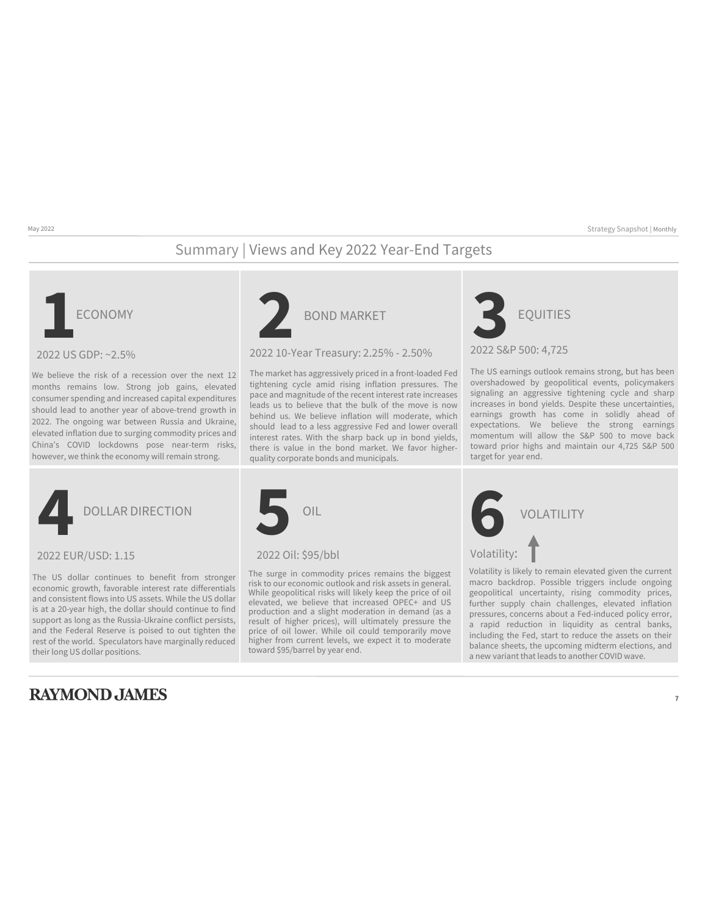# Summary | Views and Key 2022 Year-End Targets

## 1 ECONOMY

### 2022 US GDP: ~2.5%

We believe the risk of a recession over the next 12 months remains low. Strong job gains, elevated consumer spending and increased capital expenditures should lead to another year of above-trend growth in 2022. The ongoing war between Russia and Ukraine, elevated inflation due to surging commodity prices and China's COVID lockdowns pose near-term risks, however, we think the economy will remain strong.

## 2 BOND MARKET

### 2022 10-Year Treasury: 2.25% - 2.50%

The market has aggressively priced in a front-loaded Fed tightening cycle amid rising inflation pressures. The pace and magnitude of the recent interest rate increases leads us to believe that the bulk of the move is now behind us. We believe inflation will moderate, which should lead to a less aggressive Fed and lower overall interest rates. With the sharp back up in bond yields, there is value in the bond market. We favor higher-quality corporate bonds and municipals.

## 3 EQUITIES

### 2022 S&P 500: 4,725

The US earnings outlook remains strong, but has been overshadowed by geopolitical events, policymakers signaling an aggressive tightening cycle and sharp increases in bond yields. Despite these uncertainties, earnings growth has come in solidly ahead of expectations. We believe the strong earnings momentum will allow the S&P 500 to move back toward prior highs and maintain our 4,725 S&P 500 target for year end.

## 4 DOLLAR DIRECTION

### 2022 EUR/USD: 1.15

The US dollar continues to benefit from stronger economic growth, favorable interest rate differentials and consistent flows into US assets. While the US dollar is at a 20-year high, the dollar should continue to find support as long as the Russia-Ukraine conflict persists, and the Federal Reserve is poised to out tighten the rest of the world. Speculators have marginally reduced their long US dollar positions.

## 5 OIL

### 2022 Oil: $95/bbl

The surge in commodity prices remains the biggest risk to our economic outlook and risk assets in general. While geopolitical risks will likely keep the price of oil elevated, we believe that increased OPEC+ and US production and a slight moderation in demand (as a result of higher prices), will ultimately pressure the price of oil lower. While oil could temporarily move higher from current levels, we expect it to moderate toward $95/barrel by year end.

## 6 VOLATILITY

### Volatility: ↑

Volatility is likely to remain elevated given the current macro backdrop. Possible triggers include ongoing geopolitical uncertainty, rising commodity prices, further supply chain challenges, elevated inflation pressures, concerns about a Fed-induced policy error, a rapid reduction in liquidity as central banks, including the Fed, start to reduce the assets on their balance sheets, the upcoming midterm elections, and a new variant that leads to another COVID wave.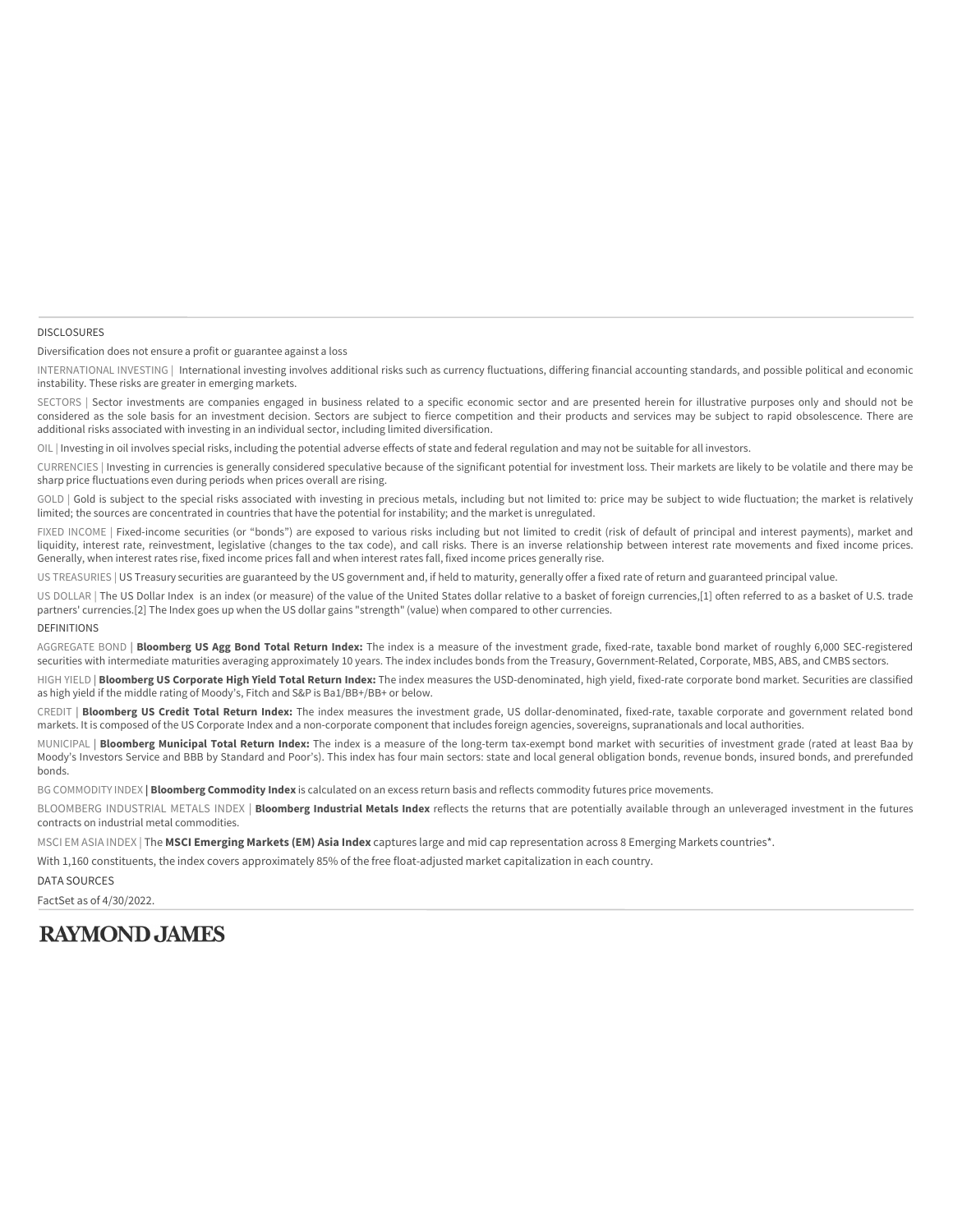## DISCLOSURES

Diversification does not ensure a profit or guarantee against a loss

INTERNATIONAL INVESTING | International investing involves additional risks such as currency fluctuations, differing financial accounting standards, and possible political and economic instability. These risks are greater in emerging markets.

SECTORS | Sector investments are companies engaged in business related to a specific economic sector and are presented herein for illustrative purposes only and should not be considered as the sole basis for an investment decision. Sectors are subject to fierce competition and their products and services may be subject to rapid obsolescence. There are additional risks associated with investing in an individual sector, including limited diversification.

OIL | Investing in oil involves special risks, including the potential adverse effects of state and federal regulation and may not be suitable for all investors.

CURRENCIES | Investing in currencies is generally considered speculative because of the significant potential for investment loss. Their markets are likely to be volatile and there may be sharp price fluctuations even during periods when prices overall are rising.

GOLD | Gold is subject to the special risks associated with investing in precious metals, including but not limited to: price may be subject to wide fluctuation; the market is relatively limited; the sources are concentrated in countries that have the potential for instability; and the market is unregulated.

FIXED INCOME | Fixed-income securities (or "bonds") are exposed to various risks including but not limited to credit (risk of default of principal and interest payments), market and liquidity, interest rate, reinvestment, legislative (changes to the tax code), and call risks. There is an inverse relationship between interest rate movements and fixed income prices. Generally, when interest rates rise, fixed income prices fall and when interest rates fall, fixed income prices generally rise.

US TREASURIES | US Treasury securities are guaranteed by the US government and, if held to maturity, generally offer a fixed rate of return and guaranteed principal value.

US DOLLAR | The US Dollar Index is an index (or measure) of the value of the United States dollar relative to a basket of foreign currencies,[1] often referred to as a basket of U.S. trade partners' currencies.[2] The Index goes up when the US dollar gains "strength" (value) when compared to other currencies.

## DEFINITIONS

AGGREGATE BOND | **Bloomberg US Agg Bond Total Return Index:** The index is a measure of the investment grade, fixed-rate, taxable bond market of roughly 6,000 SEC-registered securities with intermediate maturities averaging approximately 10 years. The index includes bonds from the Treasury, Government-Related, Corporate, MBS, ABS, and CMBS sectors.

HIGH YIELD | **Bloomberg US Corporate High Yield Total Return Index:** The index measures the USD-denominated, high yield, fixed-rate corporate bond market. Securities are classified as high yield if the middle rating of Moody's, Fitch and S&P is Ba1/BB+/BB+ or below.

CREDIT | **Bloomberg US Credit Total Return Index:** The index measures the investment grade, US dollar-denominated, fixed-rate, taxable corporate and government related bond markets. It is composed of the US Corporate Index and a non-corporate component that includes foreign agencies, sovereigns, supranationals and local authorities.

MUNICIPAL | **Bloomberg Municipal Total Return Index:** The index is a measure of the long-term tax-exempt bond market with securities of investment grade (rated at least Baa by Moody's Investors Service and BBB by Standard and Poor's). This index has four main sectors: state and local general obligation bonds, revenue bonds, insured bonds, and prerefunded bonds.

BG COMMODITY INDEX | **Bloomberg Commodity Index** is calculated on an excess return basis and reflects commodity futures price movements.

BLOOMBERG INDUSTRIAL METALS INDEX | **Bloomberg Industrial Metals Index** reflects the returns that are potentially available through an unleveraged investment in the futures contracts on industrial metal commodities.

MSCI EM ASIA INDEX | The **MSCI Emerging Markets (EM) Asia Index** captures large and mid cap representation across 8 Emerging Markets countries*.

With 1,160 constituents, the index covers approximately 85% of the free float-adjusted market capitalization in each country.

## DATA SOURCES

FactSet as of 4/30/2022.

RAYMOND JAMES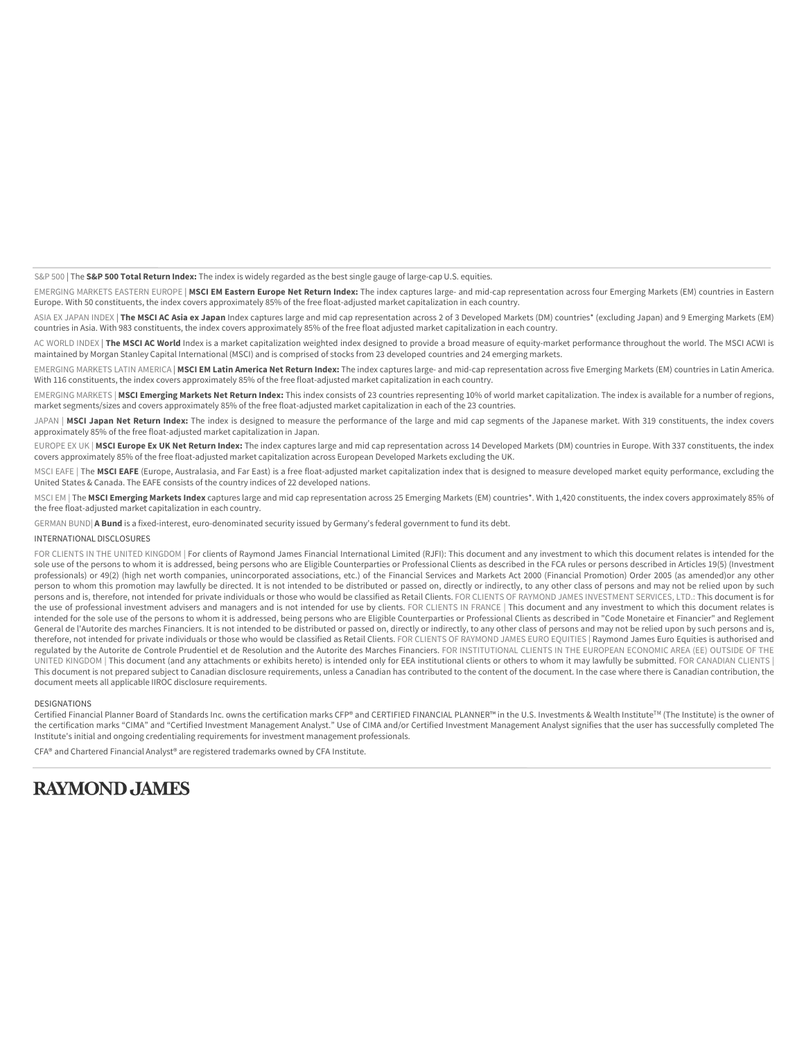S&P 500 | The **S&P 500 Total Return Index:** The index is widely regarded as the best single gauge of large-cap U.S. equities.

EMERGING MARKETS EASTERN EUROPE | **MSCI EM Eastern Europe Net Return Index:** The index captures large- and mid-cap representation across four Emerging Markets (EM) countries in Eastern Europe. With 50 constituents, the index covers approximately 85% of the free float-adjusted market capitalization in each country.

ASIA EX JAPAN INDEX | **The MSCI AC Asia ex Japan** Index captures large and mid cap representation across 2 of 3 Developed Markets (DM) countries* (excluding Japan) and 9 Emerging Markets (EM) countries in Asia. With 983 constituents, the index covers approximately 85% of the free float adjusted market capitalization in each country.

AC WORLD INDEX | **The MSCI AC World** Index is a market capitalization weighted index designed to provide a broad measure of equity-market performance throughout the world. The MSCI ACWI is maintained by Morgan Stanley Capital International (MSCI) and is comprised of stocks from 23 developed countries and 24 emerging markets.

EMERGING MARKETS LATIN AMERICA | **MSCI EM Latin America Net Return Index:** The index captures large- and mid-cap representation across five Emerging Markets (EM) countries in Latin America. With 116 constituents, the index covers approximately 85% of the free float-adjusted market capitalization in each country.

EMERGING MARKETS | **MSCI Emerging Markets Net Return Index:** This index consists of 23 countries representing 10% of world market capitalization. The index is available for a number of regions, market segments/sizes and covers approximately 85% of the free float-adjusted market capitalization in each of the 23 countries.

JAPAN | **MSCI Japan Net Return Index:** The index is designed to measure the performance of the large and mid cap segments of the Japanese market. With 319 constituents, the index covers approximately 85% of the free float-adjusted market capitalization in Japan.

EUROPE EX UK | **MSCI Europe Ex UK Net Return Index:** The index captures large and mid cap representation across 14 Developed Markets (DM) countries in Europe. With 337 constituents, the index covers approximately 85% of the free float-adjusted market capitalization across European Developed Markets excluding the UK.

MSCI EAFE | The **MSCI EAFE** (Europe, Australasia, and Far East) is a free float-adjusted market capitalization index that is designed to measure developed market equity performance, excluding the United States & Canada. The EAFE consists of the country indices of 22 developed nations.

MSCI EM | The **MSCI Emerging Markets Index** captures large and mid cap representation across 25 Emerging Markets (EM) countries*. With 1,420 constituents, the index covers approximately 85% of the free float-adjusted market capitalization in each country.

GERMAN BUND| **A Bund** is a fixed-interest, euro-denominated security issued by Germany's federal government to fund its debt.

INTERNATIONAL DISCLOSURES

FOR CLIENTS IN THE UNITED KINGDOM | For clients of Raymond James Financial International Limited (RJFI): This document and any investment to which this document relates is intended for the sole use of the persons to whom it is addressed, being persons who are Eligible Counterparties or Professional Clients as described in the FCA rules or persons described in Articles 19(5) (Investment professionals) or 49(2) (high net worth companies, unincorporated associations, etc.) of the Financial Services and Markets Act 2000 (Financial Promotion) Order 2005 (as amended)or any other person to whom this promotion may lawfully be directed. It is not intended to be distributed or passed on, directly or indirectly, to any other class of persons and may not be relied upon by such persons and is, therefore, not intended for private individuals or those who would be classified as Retail Clients. FOR CLIENTS OF RAYMOND JAMES INVESTMENT SERVICES, LTD.: This document is for the use of professional investment advisers and managers and is not intended for use by clients. FOR CLIENTS IN FRANCE | This document and any investment to which this document relates is intended for the sole use of the persons to whom it is addressed, being persons who are Eligible Counterparties or Professional Clients as described in "Code Monetaire et Financier" and Reglement General de l'Autorite des marches Financiers. It is not intended to be distributed or passed on, directly or indirectly, to any other class of persons and may not be relied upon by such persons and is, therefore, not intended for private individuals or those who would be classified as Retail Clients. FOR CLIENTS OF RAYMOND JAMES EURO EQUITIES | Raymond James Euro Equities is authorised and regulated by the Autorite de Controle Prudentiel et de Resolution and the Autorite des Marches Financiers. FOR INSTITUTIONAL CLIENTS IN THE EUROPEAN ECONOMIC AREA (EE) OUTSIDE OF THE UNITED KINGDOM | This document (and any attachments or exhibits hereto) is intended only for EEA institutional clients or others to whom it may lawfully be submitted. FOR CANADIAN CLIENTS | This document is not prepared subject to Canadian disclosure requirements, unless a Canadian has contributed to the content of the document. In the case where there is Canadian contribution, the document meets all applicable IIROC disclosure requirements.

DESIGNATIONS

Certified Financial Planner Board of Standards Inc. owns the certification marks CFP® and CERTIFIED FINANCIAL PLANNER™ in the U.S. Investments & Wealth Institute™ (The Institute) is the owner of the certification marks "CIMA" and "Certified Investment Management Analyst." Use of CIMA and/or Certified Investment Management Analyst signifies that the user has successfully completed The Institute's initial and ongoing credentialing requirements for investment management professionals.

CFA® and Chartered Financial Analyst® are registered trademarks owned by CFA Institute.

RAYMOND JAMES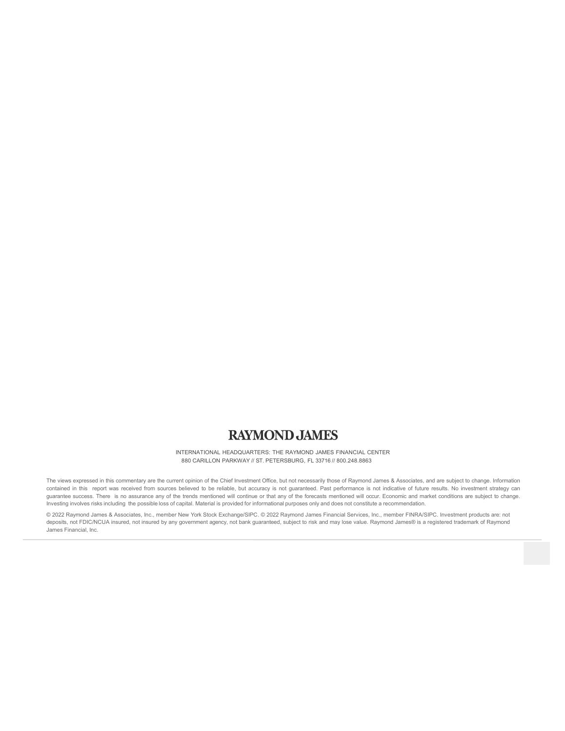**RAYMOND JAMES**

INTERNATIONAL HEADQUARTERS: THE RAYMOND JAMES FINANCIAL CENTER
880 CARILLON PARKWAY // ST. PETERSBURG, FL 33716 // 800.248.8863

The views expressed in this commentary are the current opinion of the Chief Investment Office, but not necessarily those of Raymond James & Associates, and are subject to change. Information contained in this report was received from sources believed to be reliable, but accuracy is not guaranteed. Past performance is not indicative of future results. No investment strategy can guarantee success. There is no assurance any of the trends mentioned will continue or that any of the forecasts mentioned will occur. Economic and market conditions are subject to change. Investing involves risks including the possible loss of capital. Material is provided for informational purposes only and does not constitute a recommendation.

© 2022 Raymond James & Associates, Inc., member New York Stock Exchange/SIPC. © 2022 Raymond James Financial Services, Inc., member FINRA/SIPC. Investment products are: not deposits, not FDIC/NCUA insured, not insured by any government agency, not bank guaranteed, subject to risk and may lose value. Raymond James® is a registered trademark of Raymond James Financial, Inc.